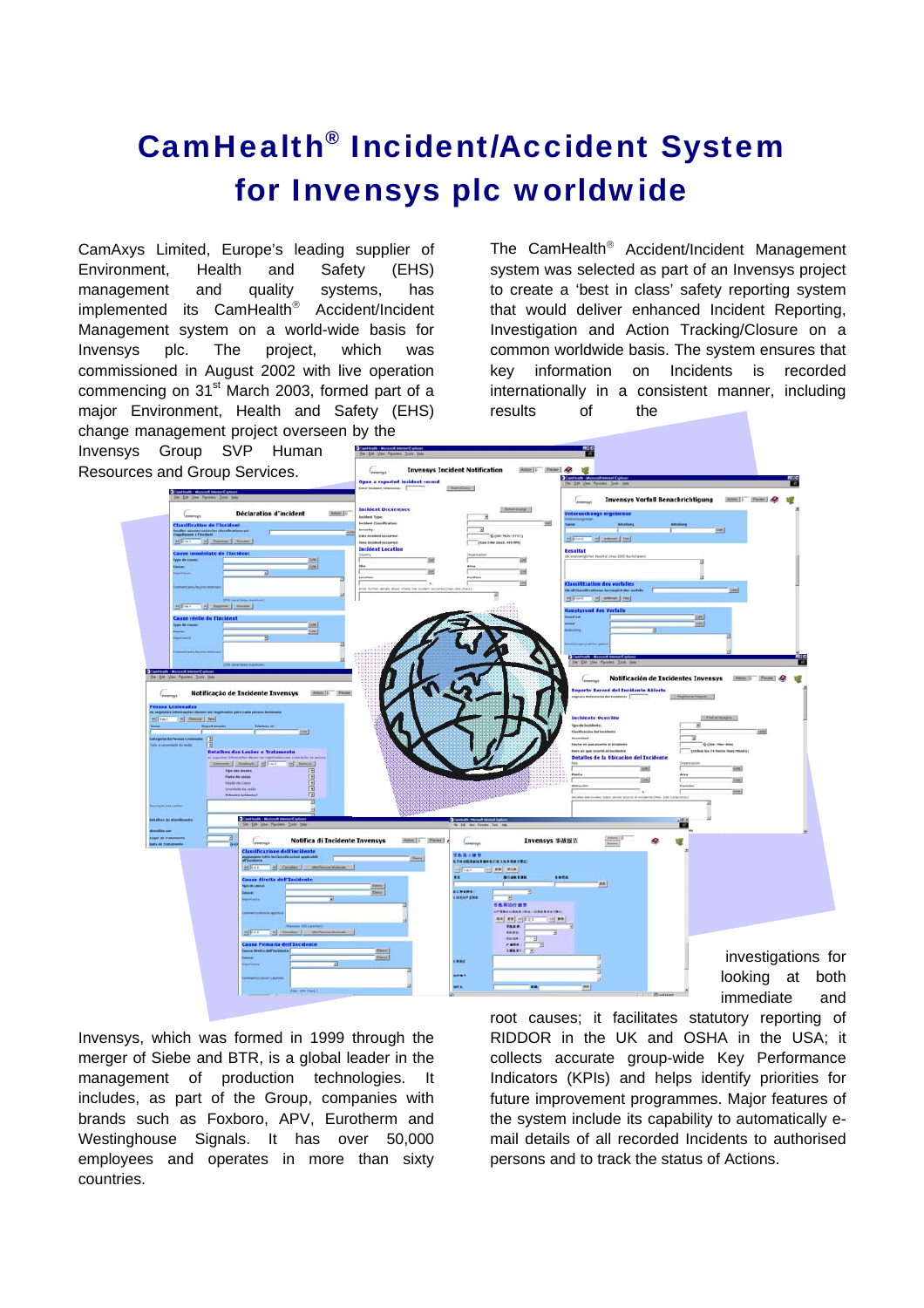# CamHealth® Incident/Accident System for Invensys plc worldwide

CamAxys Limited, Europe's leading supplier of Environment, Health and Safety (EHS) management and quality systems, has implemented its CamHealth® Accident/Incident Management system on a world-wide basis for Invensys plc. The project, which was commissioned in August 2002 with live operation commencing on 31st March 2003, formed part of a major Environment, Health and Safety (EHS) change management project overseen by the Invensys Group SVP Human Resources and Group Services.

Invensys, which was formed in 1999 through the merger of Siebe and BTR, is a global leader in the management of production technologies. It includes, as part of the Group, companies with brands such as Foxboro, APV, Eurotherm and Westinghouse Signals. It has over 50,000 employees and operates in more than sixty countries.

The CamHealth® Accident/Incident Management system was selected as part of an Invensys project to create a 'best in class' safety reporting system that would deliver enhanced Incident Reporting, Investigation and Action Tracking/Closure on a common worldwide basis. The system ensures that key information on Incidents is recorded internationally in a consistent manner, including results of the investigations for looking at both immediate and root causes; it facilitates statutory reporting of RIDDOR in the UK and OSHA in the USA; it collects accurate group-wide Key Performance Indicators (KPIs) and helps identify priorities for future improvement programmes. Major features of the system include its capability to automatically e-mail details of all recorded Incidents to authorised persons and to track the status of Actions.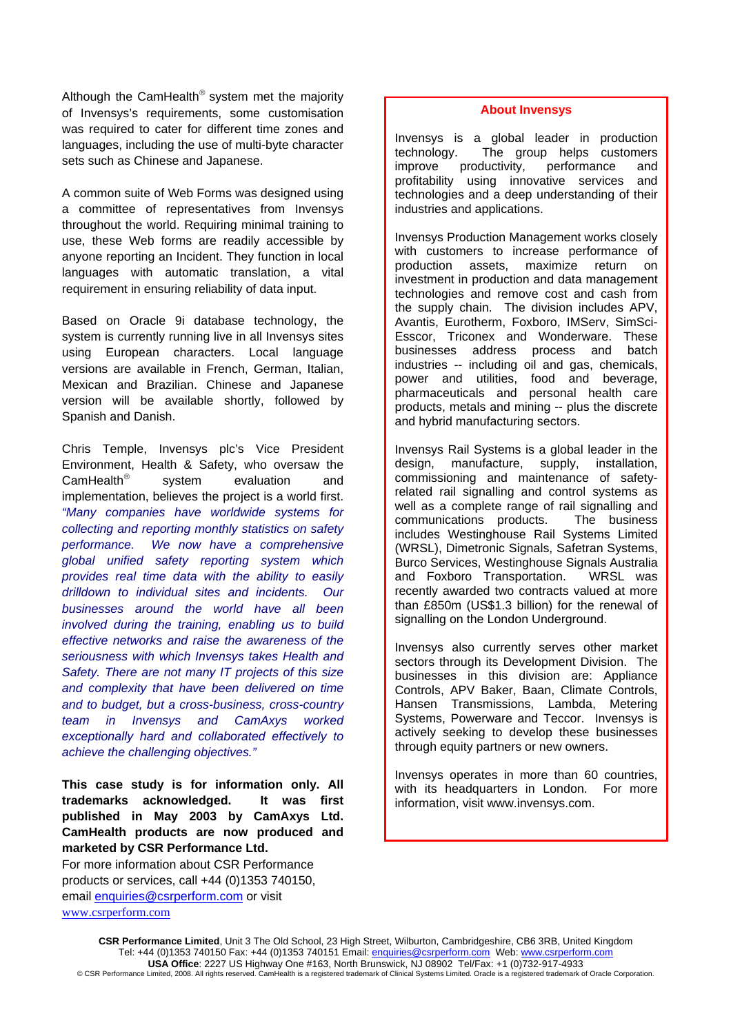Although the CamHealth® system met the majority of Invensys's requirements, some customisation was required to cater for different time zones and languages, including the use of multi-byte character sets such as Chinese and Japanese.

A common suite of Web Forms was designed using a committee of representatives from Invensys throughout the world. Requiring minimal training to use, these Web forms are readily accessible by anyone reporting an Incident. They function in local languages with automatic translation, a vital requirement in ensuring reliability of data input.

Based on Oracle 9i database technology, the system is currently running live in all Invensys sites using European characters. Local language versions are available in French, German, Italian, Mexican and Brazilian. Chinese and Japanese version will be available shortly, followed by Spanish and Danish.

Chris Temple, Invensys plc's Vice President Environment, Health & Safety, who oversaw the CamHealth® system evaluation and implementation, believes the project is a world first. *"Many companies have worldwide systems for collecting and reporting monthly statistics on safety performance. We now have a comprehensive global unified safety reporting system which provides real time data with the ability to easily drilldown to individual sites and incidents. Our businesses around the world have all been involved during the training, enabling us to build effective networks and raise the awareness of the seriousness with which Invensys takes Health and Safety. There are not many IT projects of this size and complexity that have been delivered on time and to budget, but a cross-business, cross-country team in Invensys and CamAxys worked exceptionally hard and collaborated effectively to achieve the challenging objectives."*

**This case study is for information only. All trademarks acknowledged. It was first published in May 2003 by CamAxys Ltd. CamHealth products are now produced and marketed by CSR Performance Ltd.**

For more information about CSR Performance products or services, call +44 (0)1353 740150, email enquiries@csrperform.com or visit www.csrperform.com

## About Invensys

Invensys is a global leader in production technology. The group helps customers improve productivity, performance and profitability using innovative services and technologies and a deep understanding of their industries and applications.

Invensys Production Management works closely with customers to increase performance of production assets, maximize return on investment in production and data management technologies and remove cost and cash from the supply chain. The division includes APV, Avantis, Eurotherm, Foxboro, IMServ, SimSci-Esscor, Triconex and Wonderware. These businesses address process and batch industries -- including oil and gas, chemicals, power and utilities, food and beverage, pharmaceuticals and personal health care products, metals and mining -- plus the discrete and hybrid manufacturing sectors.

Invensys Rail Systems is a global leader in the design, manufacture, supply, installation, commissioning and maintenance of safety-related rail signalling and control systems as well as a complete range of rail signalling and communications products. The business includes Westinghouse Rail Systems Limited (WRSL), Dimetronic Signals, Safetran Systems, Burco Services, Westinghouse Signals Australia and Foxboro Transportation. WRSL was recently awarded two contracts valued at more than £850m (US$1.3 billion) for the renewal of signalling on the London Underground.

Invensys also currently serves other market sectors through its Development Division. The businesses in this division are: Appliance Controls, APV Baker, Baan, Climate Controls, Hansen Transmissions, Lambda, Metering Systems, Powerware and Teccor. Invensys is actively seeking to develop these businesses through equity partners or new owners.

Invensys operates in more than 60 countries, with its headquarters in London. For more information, visit www.invensys.com.

**CSR Performance Limited**, Unit 3 The Old School, 23 High Street, Wilburton, Cambridgeshire, CB6 3RB, United Kingdom
Tel: +44 (0)1353 740150 Fax: +44 (0)1353 740151 Email: enquiries@csrperform.com Web: www.csrperform.com
**USA Office**: 2227 US Highway One #163, North Brunswick, NJ 08902 Tel/Fax: +1 (0)732-917-4933
© CSR Performance Limited, 2008. All rights reserved. CamHealth is a registered trademark of Clinical Systems Limited. Oracle is a registered trademark of Oracle Corporation.